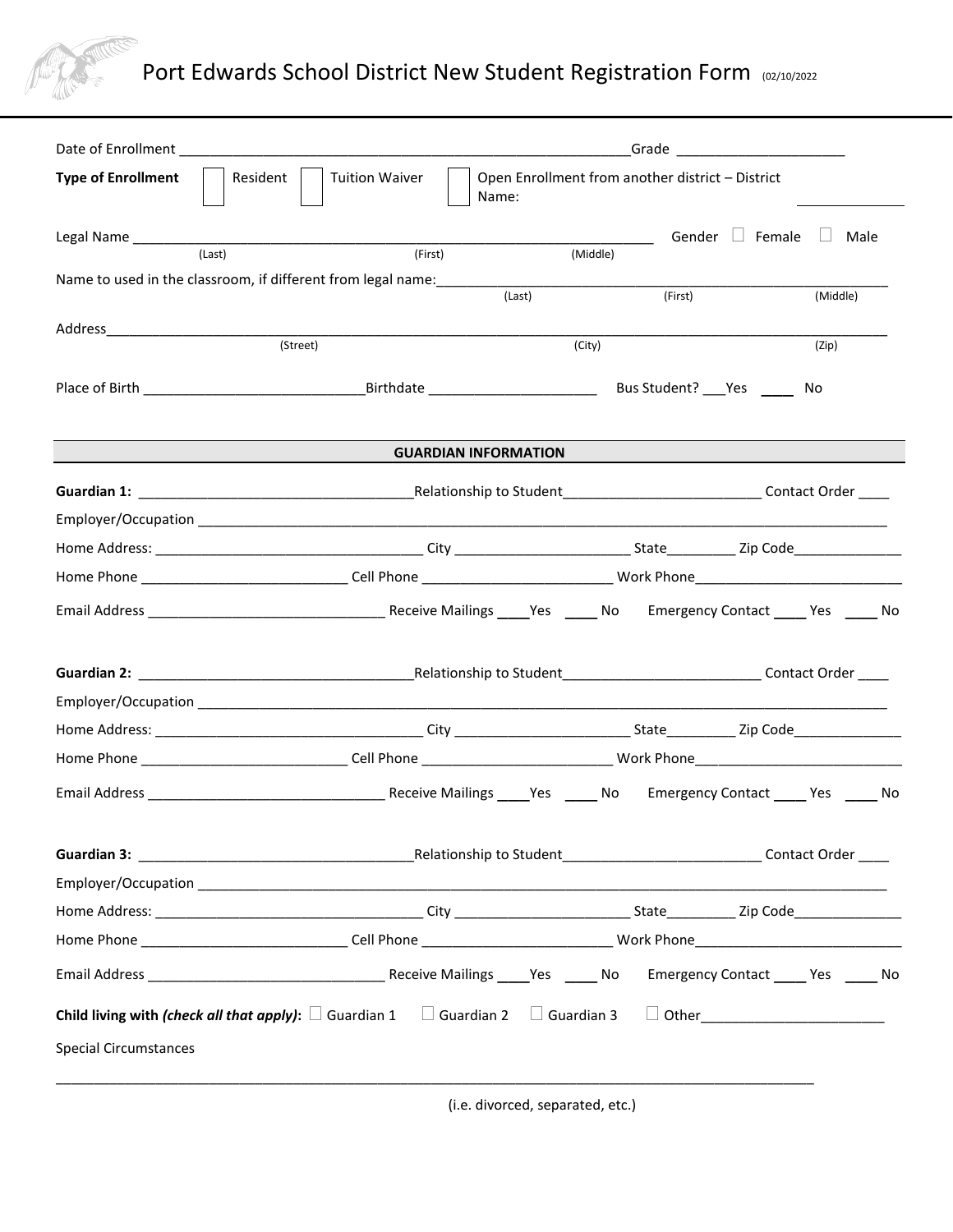# Port Edwards School District New Student Registration Form (02/10/2022)

Date of Enrollment ____________________________________________________________ Grade ______________________

**Type of Enrollment** ☐ Resident ☐ Tuition Waiver ☐ Open Enrollment from another district – District Name: ______________

Legal Name ______________________________________________________________________ Gender ☐ Female ☐ Male
(Last) (First) (Middle)

Name to used in the classroom, if different from legal name: ______________________________________________________
(Last) (First) (Middle)

Address_________________________________________________________________________________________________
(Street) (City) (Zip)

Place of Birth _____________________________ Birthdate ______________________ Bus Student? ___Yes ____ No

## GUARDIAN INFORMATION

**Guardian 1:** ____________________________________ Relationship to Student__________________________ Contact Order ____

Employer/Occupation __________________________________________________________________________________________

Home Address: ____________________________________ City ________________________ State_________ Zip Code______________

Home Phone ___________________________ Cell Phone _________________________ Work Phone___________________________

Email Address _______________________________ Receive Mailings ____Yes ____ No Emergency Contact ____ Yes ____ No

**Guardian 2:** ____________________________________ Relationship to Student__________________________ Contact Order ____

Employer/Occupation __________________________________________________________________________________________

Home Address: ____________________________________ City ________________________ State_________ Zip Code______________

Home Phone ___________________________ Cell Phone _________________________ Work Phone___________________________

Email Address _______________________________ Receive Mailings ____Yes ____ No Emergency Contact ____ Yes ____ No

**Guardian 3:** ____________________________________ Relationship to Student__________________________ Contact Order ____

Employer/Occupation __________________________________________________________________________________________

Home Address: ____________________________________ City ________________________ State_________ Zip Code______________

Home Phone ___________________________ Cell Phone _________________________ Work Phone___________________________

Email Address _______________________________ Receive Mailings ____Yes ____ No Emergency Contact ____ Yes ____ No

**Child living with *(check all that apply)*:** ☐ Guardian 1 ☐ Guardian 2 ☐ Guardian 3 ☐ Other________________________

Special Circumstances

_____________________________________________________________________________________________________
(i.e. divorced, separated, etc.)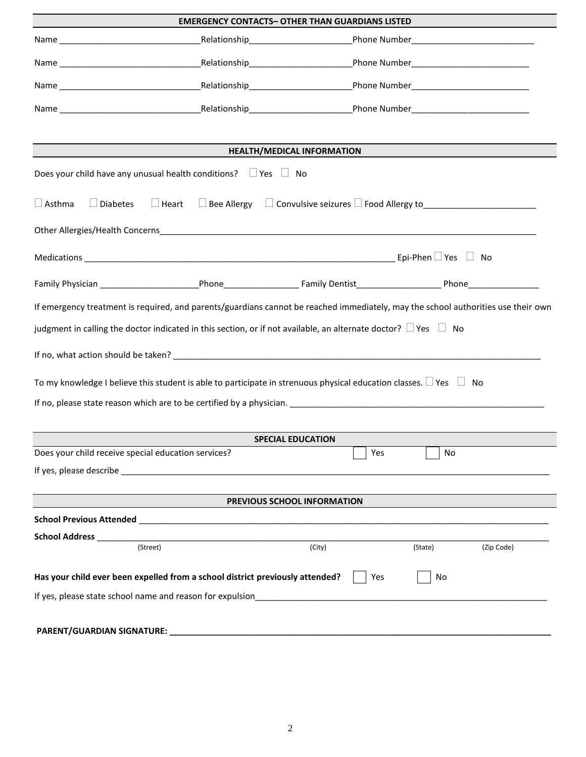## EMERGENCY CONTACTS– OTHER THAN GUARDIANS LISTED

Name ______________________________ Relationship______________________ Phone Number__________________________

Name ______________________________ Relationship______________________ Phone Number_________________________

Name ______________________________ Relationship______________________ Phone Number_________________________

Name ______________________________ Relationship______________________ Phone Number_________________________

## HEALTH/MEDICAL INFORMATION

Does your child have any unusual health conditions? ☐ Yes ☐ No

☐ Asthma ☐ Diabetes ☐ Heart ☐ Bee Allergy ☐ Convulsive seizures ☐ Food Allergy to________________________

Other Allergies/Health Concerns____________________________________________________________________________________

Medications ____________________________________________________________________ Epi-Phen ☐ Yes ☐ No

Family Physician _____________________ Phone________________ Family Dentist__________________ Phone_______________

If emergency treatment is required, and parents/guardians cannot be reached immediately, may the school authorities use their own judgment in calling the doctor indicated in this section, or if not available, an alternate doctor? ☐ Yes ☐ No

If no, what action should be taken? ________________________________________________________________________________

To my knowledge I believe this student is able to participate in strenuous physical education classes. ☐ Yes ☐ No

If no, please state reason which are to be certified by a physician. _________________________________________________________

## SPECIAL EDUCATION

Does your child receive special education services? ☐ Yes ☐ No

If yes, please describe ___________________________________________________________________________________________

## PREVIOUS SCHOOL INFORMATION

**School Previous Attended** _____________________________________________________________________________________

**School Address** _______________________________________________________________________________________________
(Street) (City) (State) (Zip Code)

**Has your child ever been expelled from a school district previously attended?** ☐ Yes ☐ No

If yes, please state school name and reason for expulsion_______________________________________________________________

**PARENT/GUARDIAN SIGNATURE:** _________________________________________________________________________________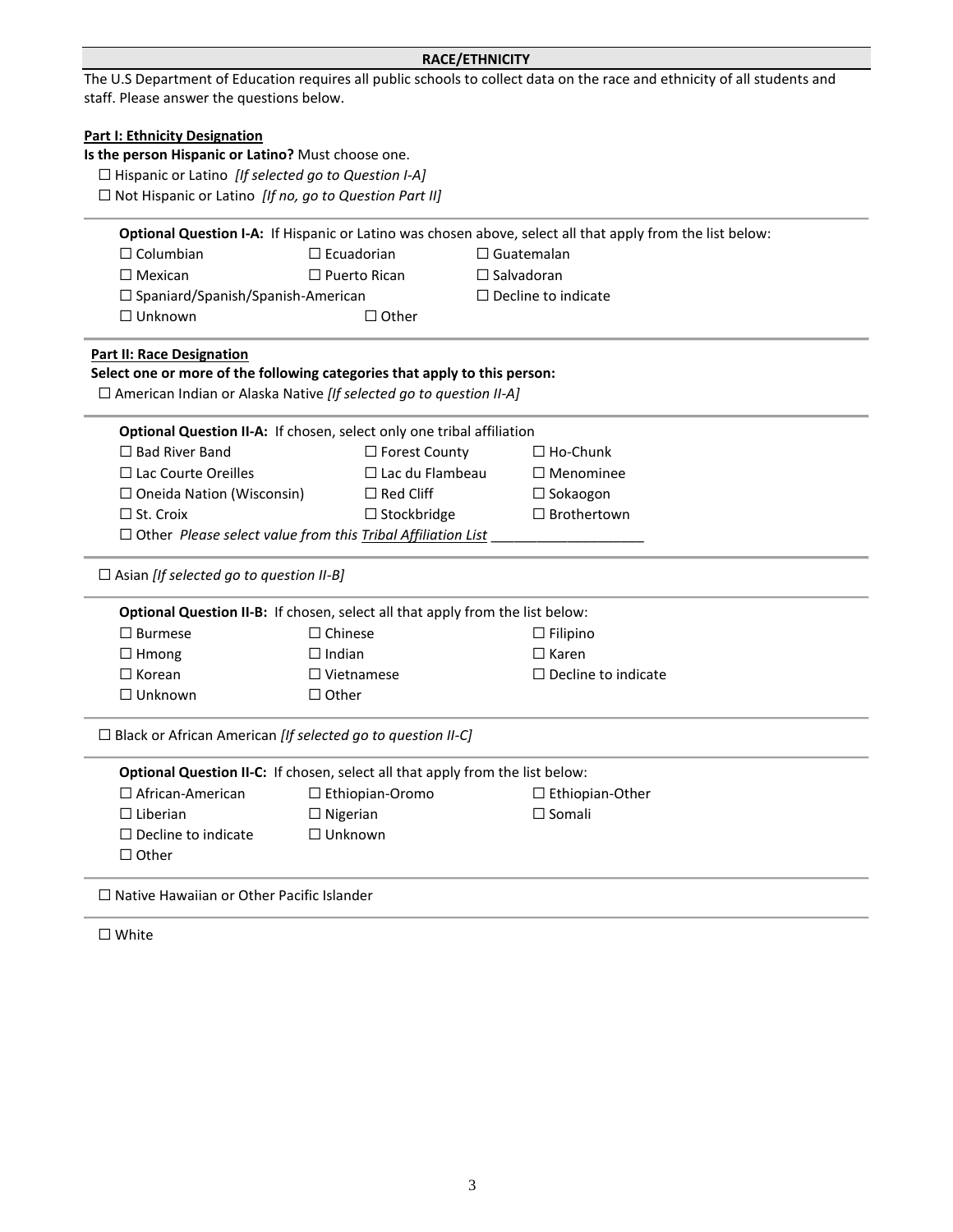## RACE/ETHNICITY

The U.S Department of Education requires all public schools to collect data on the race and ethnicity of all students and staff. Please answer the questions below.

**Part I: Ethnicity Designation**

**Is the person Hispanic or Latino?** Must choose one.

☐ Hispanic or Latino *[If selected go to Question I-A]*
☐ Not Hispanic or Latino *[If no, go to Question Part II]*

---

**Optional Question I-A:** If Hispanic or Latino was chosen above, select all that apply from the list below:

| | | |
|---|---|---|
| ☐ Columbian | ☐ Ecuadorian | ☐ Guatemalan |
| ☐ Mexican | ☐ Puerto Rican | ☐ Salvadoran |
| ☐ Spaniard/Spanish/Spanish-American | | ☐ Decline to indicate |
| ☐ Unknown | ☐ Other | |

---

**Part II: Race Designation**

**Select one or more of the following categories that apply to this person:**

☐ American Indian or Alaska Native *[If selected go to question II-A]*

---

**Optional Question II-A:** If chosen, select only one tribal affiliation

| | | |
|---|---|---|
| ☐ Bad River Band | ☐ Forest County | ☐ Ho-Chunk |
| ☐ Lac Courte Oreilles | ☐ Lac du Flambeau | ☐ Menominee |
| ☐ Oneida Nation (Wisconsin) | ☐ Red Cliff | ☐ Sokaogon |
| ☐ St. Croix | ☐ Stockbridge | ☐ Brothertown |

☐ Other *Please select value from this Tribal Affiliation List* ____________________

---

☐ Asian *[If selected go to question II-B]*

---

**Optional Question II-B:** If chosen, select all that apply from the list below:

| | | |
|---|---|---|
| ☐ Burmese | ☐ Chinese | ☐ Filipino |
| ☐ Hmong | ☐ Indian | ☐ Karen |
| ☐ Korean | ☐ Vietnamese | ☐ Decline to indicate |
| ☐ Unknown | ☐ Other | |

---

☐ Black or African American *[If selected go to question II-C]*

---

**Optional Question II-C:** If chosen, select all that apply from the list below:

| | | |
|---|---|---|
| ☐ African-American | ☐ Ethiopian-Oromo | ☐ Ethiopian-Other |
| ☐ Liberian | ☐ Nigerian | ☐ Somali |
| ☐ Decline to indicate | ☐ Unknown | |
| ☐ Other | | |

---

☐ Native Hawaiian or Other Pacific Islander

---

☐ White